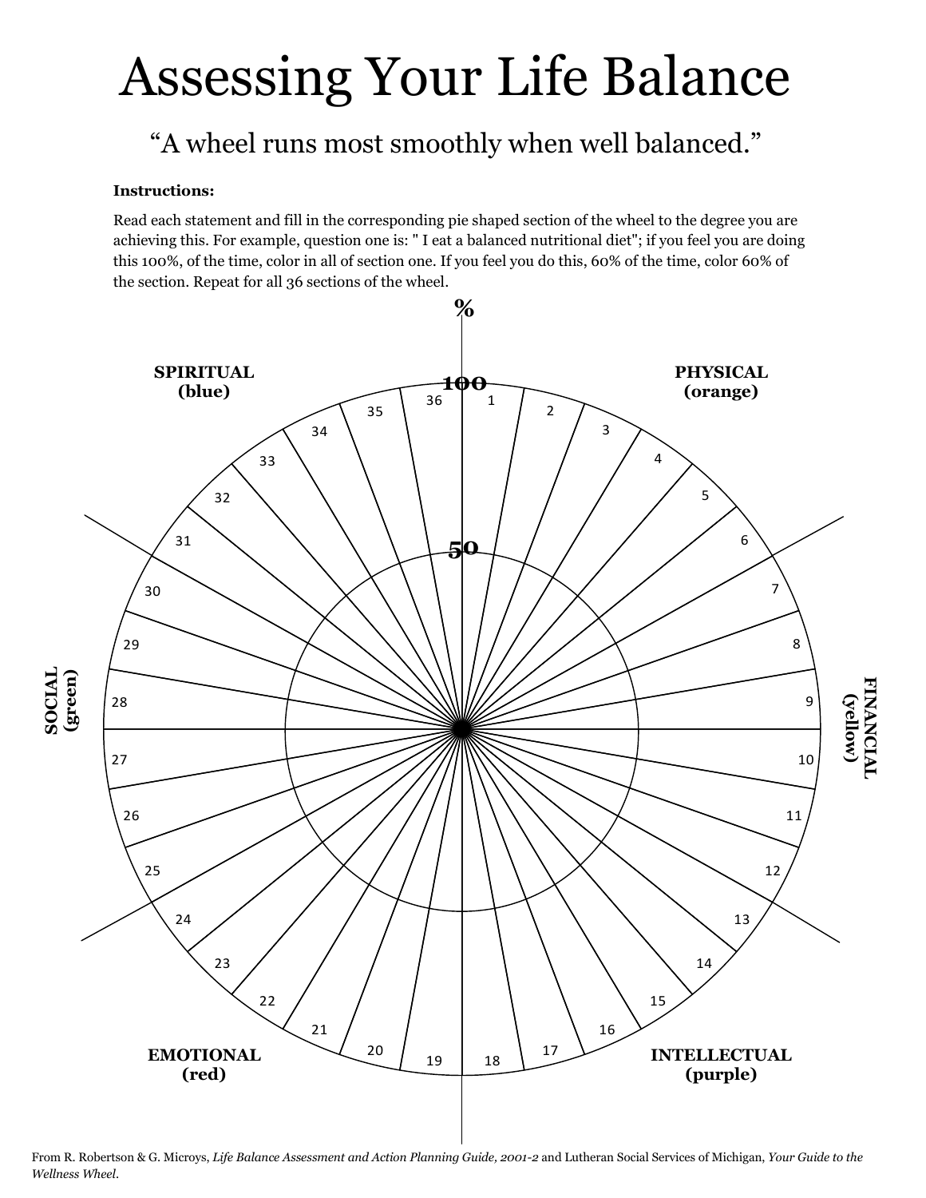# Assessing Your Life Balance

"A wheel runs most smoothly when well balanced."

**Instructions:**

Read each statement and fill in the corresponding pie shaped section of the wheel to the degree you are achieving this. For example, question one is: " I eat a balanced nutritional diet"; if you feel you are doing this 100%, of the time, color in all of section one. If you feel you do this, 60% of the time, color 60% of the section. Repeat for all 36 sections of the wheel.

%

**SPIRITUAL (blue)**

**PHYSICAL (orange)**

**FINANCIAL (yellow)**

**INTELLECTUAL (purple)**

**EMOTIONAL (red)**

**SOCIAL (green)**

100

50

36 1 2 3 4 5 6 7 8 9 10 11 12 13 14 15 16 17 18 19 20 21 22 23 24 25 26 27 28 29 30 31 32 33 34 35

From R. Robertson & G. Microys, *Life Balance Assessment and Action Planning Guide, 2001-2* and Lutheran Social Services of Michigan, *Your Guide to the Wellness Wheel.*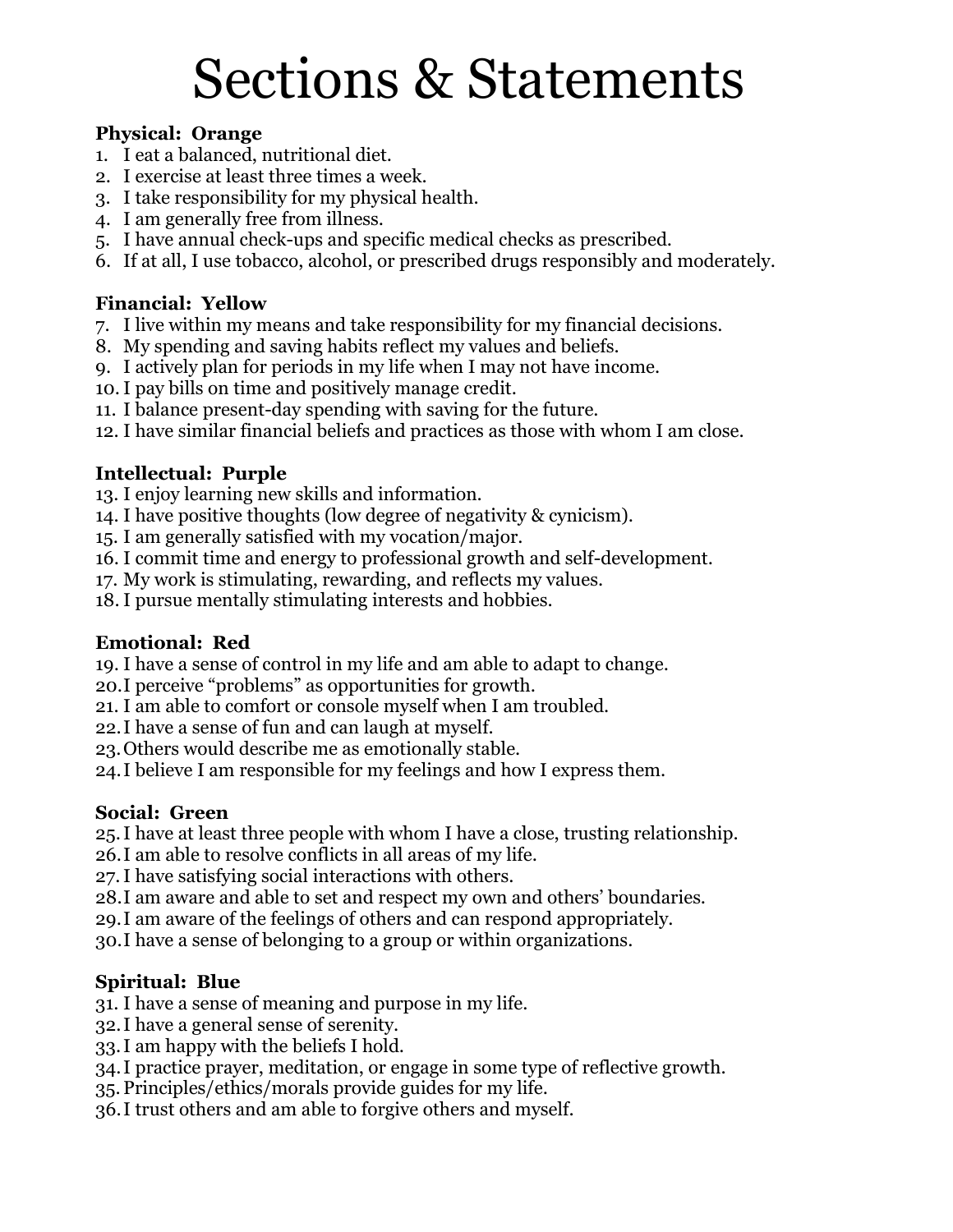# Sections & Statements

**Physical: Orange**

1. I eat a balanced, nutritional diet.
2. I exercise at least three times a week.
3. I take responsibility for my physical health.
4. I am generally free from illness.
5. I have annual check-ups and specific medical checks as prescribed.
6. If at all, I use tobacco, alcohol, or prescribed drugs responsibly and moderately.

**Financial: Yellow**

7. I live within my means and take responsibility for my financial decisions.
8. My spending and saving habits reflect my values and beliefs.
9. I actively plan for periods in my life when I may not have income.
10. I pay bills on time and positively manage credit.
11. I balance present-day spending with saving for the future.
12. I have similar financial beliefs and practices as those with whom I am close.

**Intellectual: Purple**

13. I enjoy learning new skills and information.
14. I have positive thoughts (low degree of negativity & cynicism).
15. I am generally satisfied with my vocation/major.
16. I commit time and energy to professional growth and self-development.
17. My work is stimulating, rewarding, and reflects my values.
18. I pursue mentally stimulating interests and hobbies.

**Emotional: Red**

19. I have a sense of control in my life and am able to adapt to change.
20. I perceive "problems" as opportunities for growth.
21. I am able to comfort or console myself when I am troubled.
22. I have a sense of fun and can laugh at myself.
23. Others would describe me as emotionally stable.
24. I believe I am responsible for my feelings and how I express them.

**Social: Green**

25. I have at least three people with whom I have a close, trusting relationship.
26. I am able to resolve conflicts in all areas of my life.
27. I have satisfying social interactions with others.
28. I am aware and able to set and respect my own and others' boundaries.
29. I am aware of the feelings of others and can respond appropriately.
30. I have a sense of belonging to a group or within organizations.

**Spiritual: Blue**

31. I have a sense of meaning and purpose in my life.
32. I have a general sense of serenity.
33. I am happy with the beliefs I hold.
34. I practice prayer, meditation, or engage in some type of reflective growth.
35. Principles/ethics/morals provide guides for my life.
36. I trust others and am able to forgive others and myself.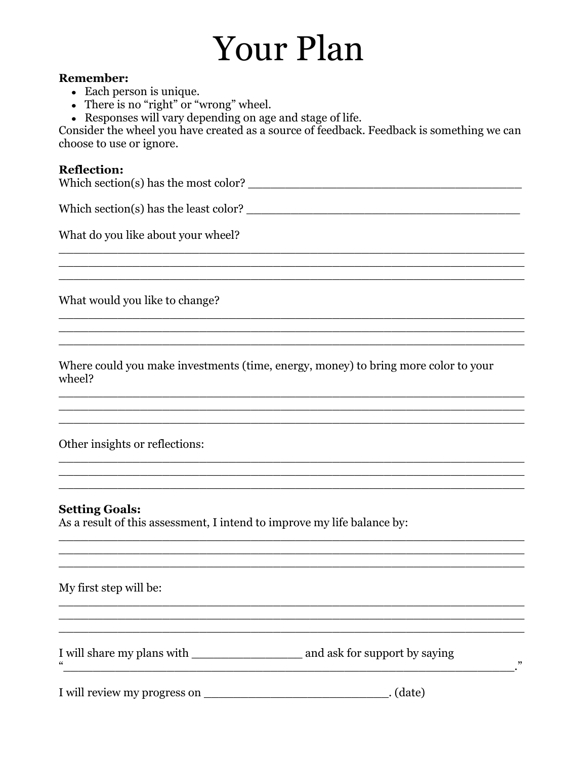# Your Plan

**Remember:**

- Each person is unique.
- There is no “right” or “wrong” wheel.
- Responses will vary depending on age and stage of life.

Consider the wheel you have created as a source of feedback. Feedback is something we can choose to use or ignore.

**Reflection:**

Which section(s) has the most color? ________________________________________

Which section(s) has the least color? ________________________________________

What do you like about your wheel?

______________________________________________________________________
______________________________________________________________________
______________________________________________________________________

What would you like to change?

______________________________________________________________________
______________________________________________________________________
______________________________________________________________________

Where could you make investments (time, energy, money) to bring more color to your wheel?

______________________________________________________________________
______________________________________________________________________
______________________________________________________________________

Other insights or reflections:

______________________________________________________________________
______________________________________________________________________
______________________________________________________________________

**Setting Goals:**

As a result of this assessment, I intend to improve my life balance by:

______________________________________________________________________
______________________________________________________________________
______________________________________________________________________

My first step will be:

______________________________________________________________________
______________________________________________________________________
______________________________________________________________________

I will share my plans with ________________ and ask for support by saying “____________________________________________________________________.”

I will review my progress on ___________________________. (date)